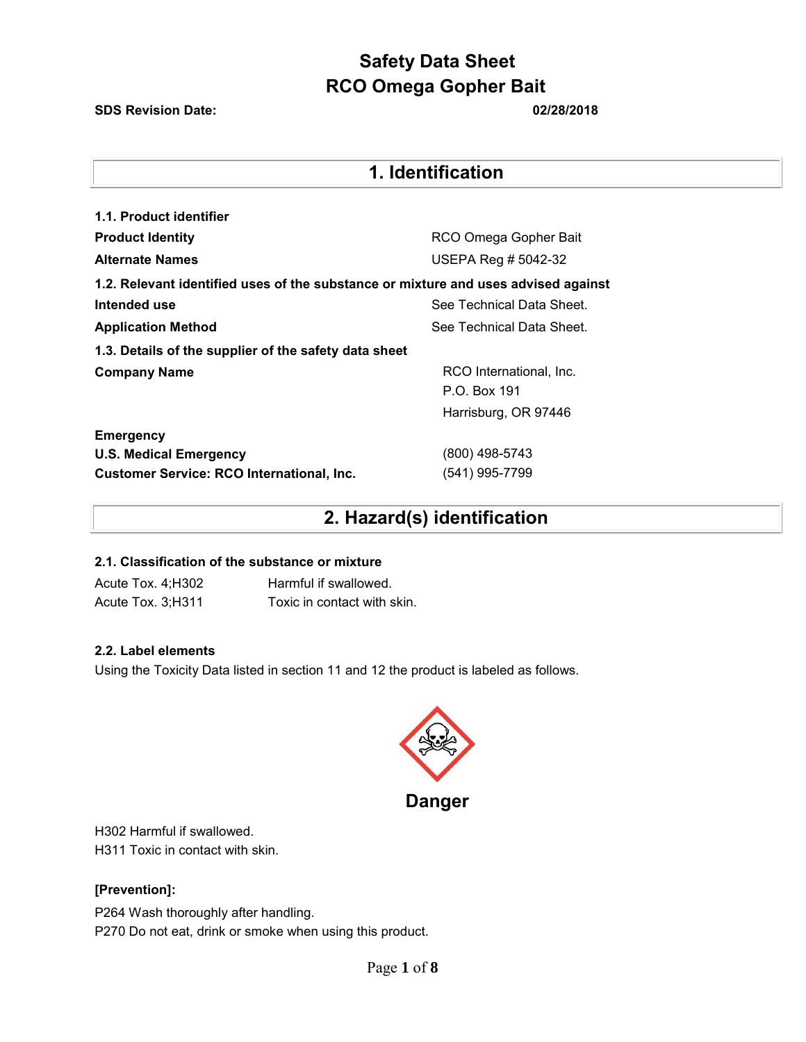# Safety Data Sheet
# RCO Omega Gopher Bait

**SDS Revision Date:** **02/28/2018**

## 1. Identification

**1.1. Product identifier**

| | |
|---|---|
| **Product Identity** | RCO Omega Gopher Bait |
| **Alternate Names** | USEPA Reg # 5042-32 |

**1.2. Relevant identified uses of the substance or mixture and uses advised against**

| | |
|---|---|
| **Intended use** | See Technical Data Sheet. |
| **Application Method** | See Technical Data Sheet. |

**1.3. Details of the supplier of the safety data sheet**

| | |
|---|---|
| **Company Name** | RCO International, Inc.<br>P.O. Box 191<br>Harrisburg, OR 97446 |

**Emergency**

| | |
|---|---|
| **U.S. Medical Emergency** | (800) 498-5743 |
| **Customer Service: RCO International, Inc.** | (541) 995-7799 |

## 2. Hazard(s) identification

**2.1. Classification of the substance or mixture**

| | |
|---|---|
| Acute Tox. 4;H302 | Harmful if swallowed. |
| Acute Tox. 3;H311 | Toxic in contact with skin. |

**2.2. Label elements**

Using the Toxicity Data listed in section 11 and 12 the product is labeled as follows.

**Danger**

H302 Harmful if swallowed.
H311 Toxic in contact with skin.

**[Prevention]:**

P264 Wash thoroughly after handling.
P270 Do not eat, drink or smoke when using this product.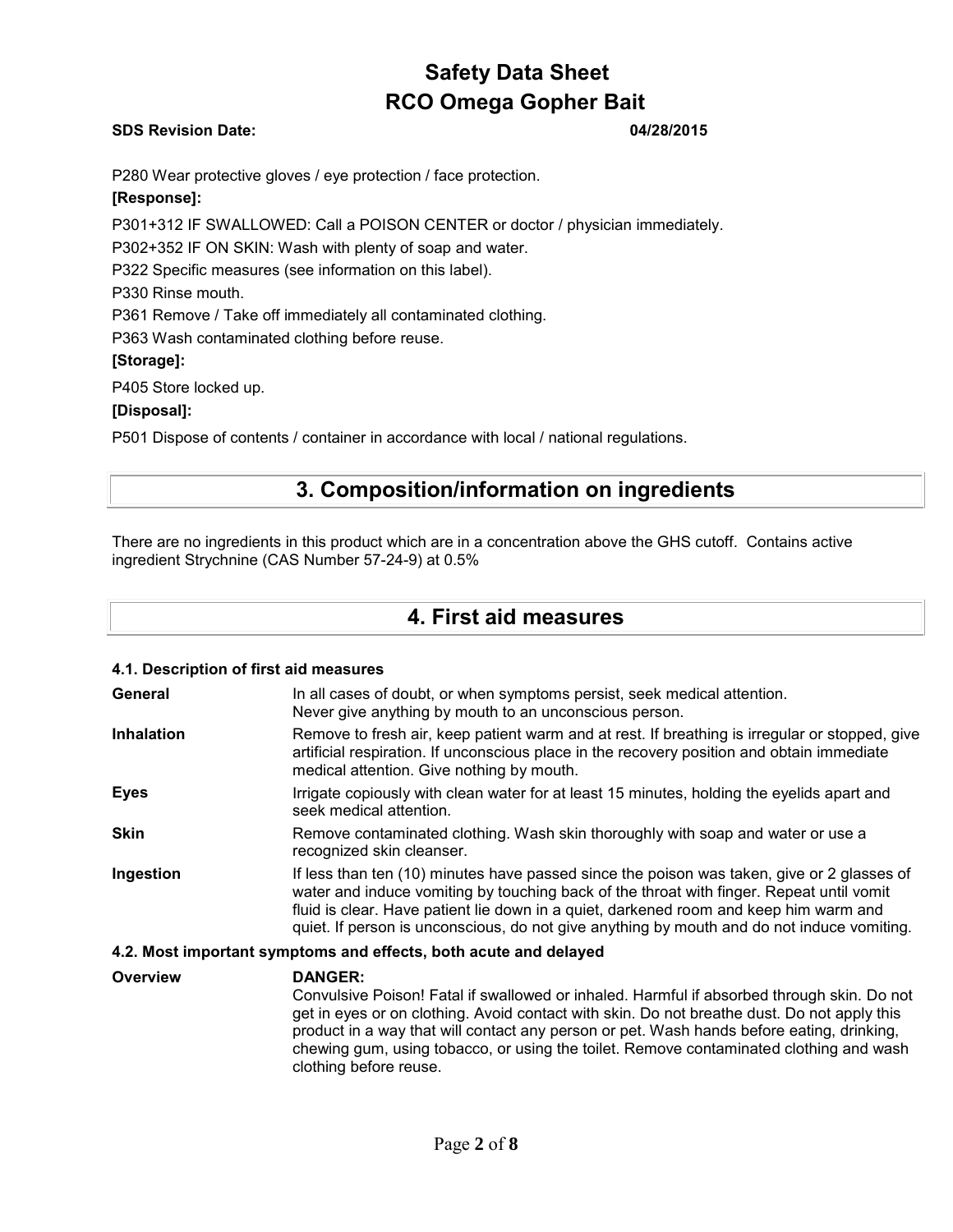P280 Wear protective gloves / eye protection / face protection.

**[Response]:**

P301+312 IF SWALLOWED: Call a POISON CENTER or doctor / physician immediately.

P302+352 IF ON SKIN: Wash with plenty of soap and water.

P322 Specific measures (see information on this label).

P330 Rinse mouth.

P361 Remove / Take off immediately all contaminated clothing.

P363 Wash contaminated clothing before reuse.

**[Storage]:**

P405 Store locked up.

**[Disposal]:**

P501 Dispose of contents / container in accordance with local / national regulations.

## 3. Composition/information on ingredients

There are no ingredients in this product which are in a concentration above the GHS cutoff. Contains active ingredient Strychnine (CAS Number 57-24-9) at 0.5%

## 4. First aid measures

### 4.1. Description of first aid measures

**General** — In all cases of doubt, or when symptoms persist, seek medical attention. Never give anything by mouth to an unconscious person.

**Inhalation** — Remove to fresh air, keep patient warm and at rest. If breathing is irregular or stopped, give artificial respiration. If unconscious place in the recovery position and obtain immediate medical attention. Give nothing by mouth.

**Eyes** — Irrigate copiously with clean water for at least 15 minutes, holding the eyelids apart and seek medical attention.

**Skin** — Remove contaminated clothing. Wash skin thoroughly with soap and water or use a recognized skin cleanser.

**Ingestion** — If less than ten (10) minutes have passed since the poison was taken, give or 2 glasses of water and induce vomiting by touching back of the throat with finger. Repeat until vomit fluid is clear. Have patient lie down in a quiet, darkened room and keep him warm and quiet. If person is unconscious, do not give anything by mouth and do not induce vomiting.

### 4.2. Most important symptoms and effects, both acute and delayed

**Overview** — **DANGER:**
Convulsive Poison! Fatal if swallowed or inhaled. Harmful if absorbed through skin. Do not get in eyes or on clothing. Avoid contact with skin. Do not breathe dust. Do not apply this product in a way that will contact any person or pet. Wash hands before eating, drinking, chewing gum, using tobacco, or using the toilet. Remove contaminated clothing and wash clothing before reuse.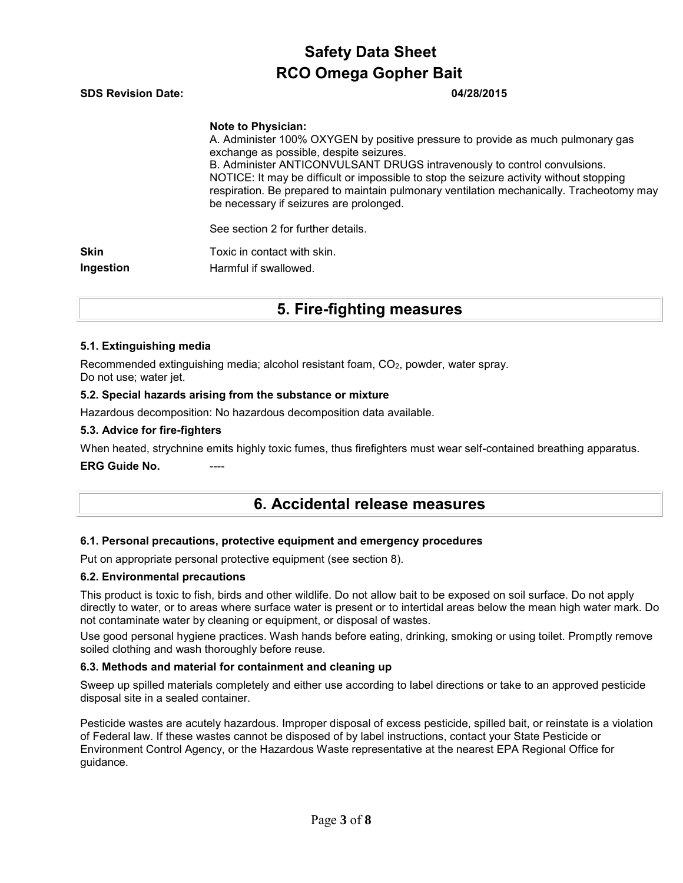**Note to Physician:**

A. Administer 100% OXYGEN by positive pressure to provide as much pulmonary gas exchange as possible, despite seizures.

B. Administer ANTICONVULSANT DRUGS intravenously to control convulsions.

NOTICE: It may be difficult or impossible to stop the seizure activity without stopping respiration. Be prepared to maintain pulmonary ventilation mechanically. Tracheotomy may be necessary if seizures are prolonged.

See section 2 for further details.

**Skin** Toxic in contact with skin.

**Ingestion** Harmful if swallowed.

# 5. Fire-fighting measures

### 5.1. Extinguishing media

Recommended extinguishing media; alcohol resistant foam, $CO_2$, powder, water spray.
Do not use; water jet.

### 5.2. Special hazards arising from the substance or mixture

Hazardous decomposition: No hazardous decomposition data available.

### 5.3. Advice for fire-fighters

When heated, strychnine emits highly toxic fumes, thus firefighters must wear self-contained breathing apparatus.

**ERG Guide No.** ----

# 6. Accidental release measures

### 6.1. Personal precautions, protective equipment and emergency procedures

Put on appropriate personal protective equipment (see section 8).

### 6.2. Environmental precautions

This product is toxic to fish, birds and other wildlife. Do not allow bait to be exposed on soil surface. Do not apply directly to water, or to areas where surface water is present or to intertidal areas below the mean high water mark. Do not contaminate water by cleaning or equipment, or disposal of wastes.

Use good personal hygiene practices. Wash hands before eating, drinking, smoking or using toilet. Promptly remove soiled clothing and wash thoroughly before reuse.

### 6.3. Methods and material for containment and cleaning up

Sweep up spilled materials completely and either use according to label directions or take to an approved pesticide disposal site in a sealed container.

Pesticide wastes are acutely hazardous. Improper disposal of excess pesticide, spilled bait, or reinstate is a violation of Federal law. If these wastes cannot be disposed of by label instructions, contact your State Pesticide or Environment Control Agency, or the Hazardous Waste representative at the nearest EPA Regional Office for guidance.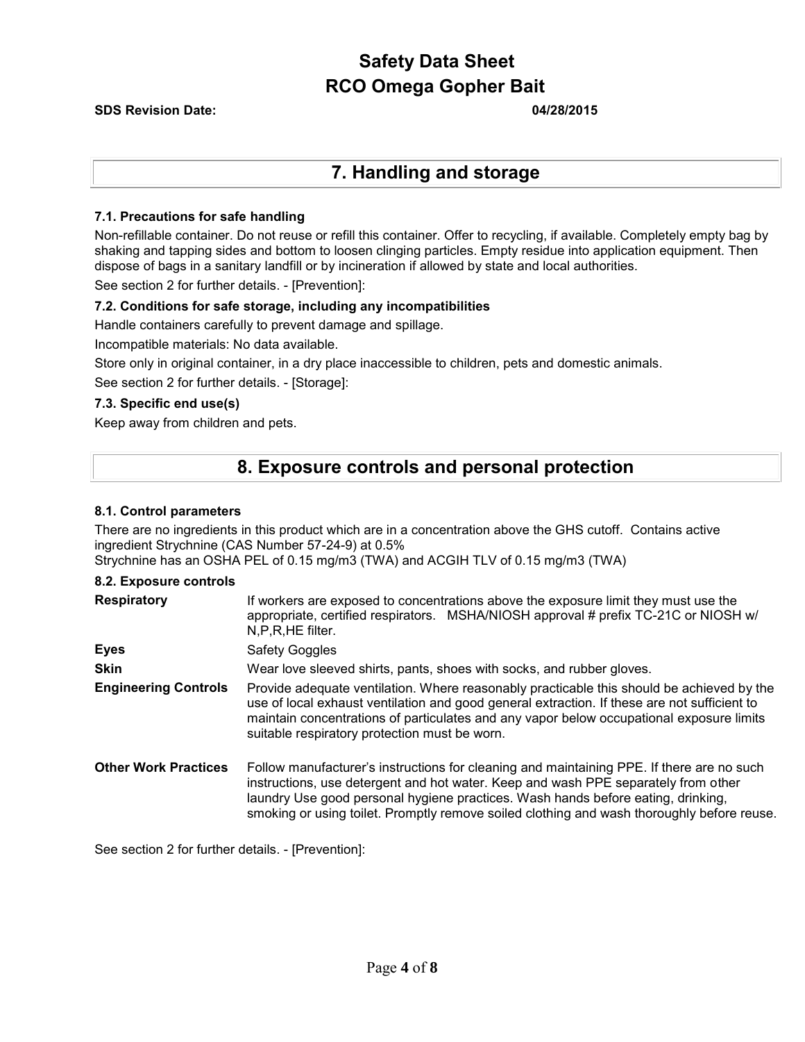## 7. Handling and storage

### 7.1. Precautions for safe handling

Non-refillable container. Do not reuse or refill this container. Offer to recycling, if available. Completely empty bag by shaking and tapping sides and bottom to loosen clinging particles. Empty residue into application equipment. Then dispose of bags in a sanitary landfill or by incineration if allowed by state and local authorities.

See section 2 for further details. - [Prevention]:

### 7.2. Conditions for safe storage, including any incompatibilities

Handle containers carefully to prevent damage and spillage.

Incompatible materials: No data available.

Store only in original container, in a dry place inaccessible to children, pets and domestic animals.

See section 2 for further details. - [Storage]:

### 7.3. Specific end use(s)

Keep away from children and pets.

## 8. Exposure controls and personal protection

### 8.1. Control parameters

There are no ingredients in this product which are in a concentration above the GHS cutoff. Contains active ingredient Strychnine (CAS Number 57-24-9) at 0.5%
Strychnine has an OSHA PEL of 0.15 mg/m3 (TWA) and ACGIH TLV of 0.15 mg/m3 (TWA)

### 8.2. Exposure controls

| | |
|---|---|
| **Respiratory** | If workers are exposed to concentrations above the exposure limit they must use the appropriate, certified respirators. MSHA/NIOSH approval # prefix TC-21C or NIOSH w/ N,P,R,HE filter. |
| **Eyes** | Safety Goggles |
| **Skin** | Wear love sleeved shirts, pants, shoes with socks, and rubber gloves. |
| **Engineering Controls** | Provide adequate ventilation. Where reasonably practicable this should be achieved by the use of local exhaust ventilation and good general extraction. If these are not sufficient to maintain concentrations of particulates and any vapor below occupational exposure limits suitable respiratory protection must be worn. |
| **Other Work Practices** | Follow manufacturer's instructions for cleaning and maintaining PPE. If there are no such instructions, use detergent and hot water. Keep and wash PPE separately from other laundry Use good personal hygiene practices. Wash hands before eating, drinking, smoking or using toilet. Promptly remove soiled clothing and wash thoroughly before reuse. |

See section 2 for further details. - [Prevention]: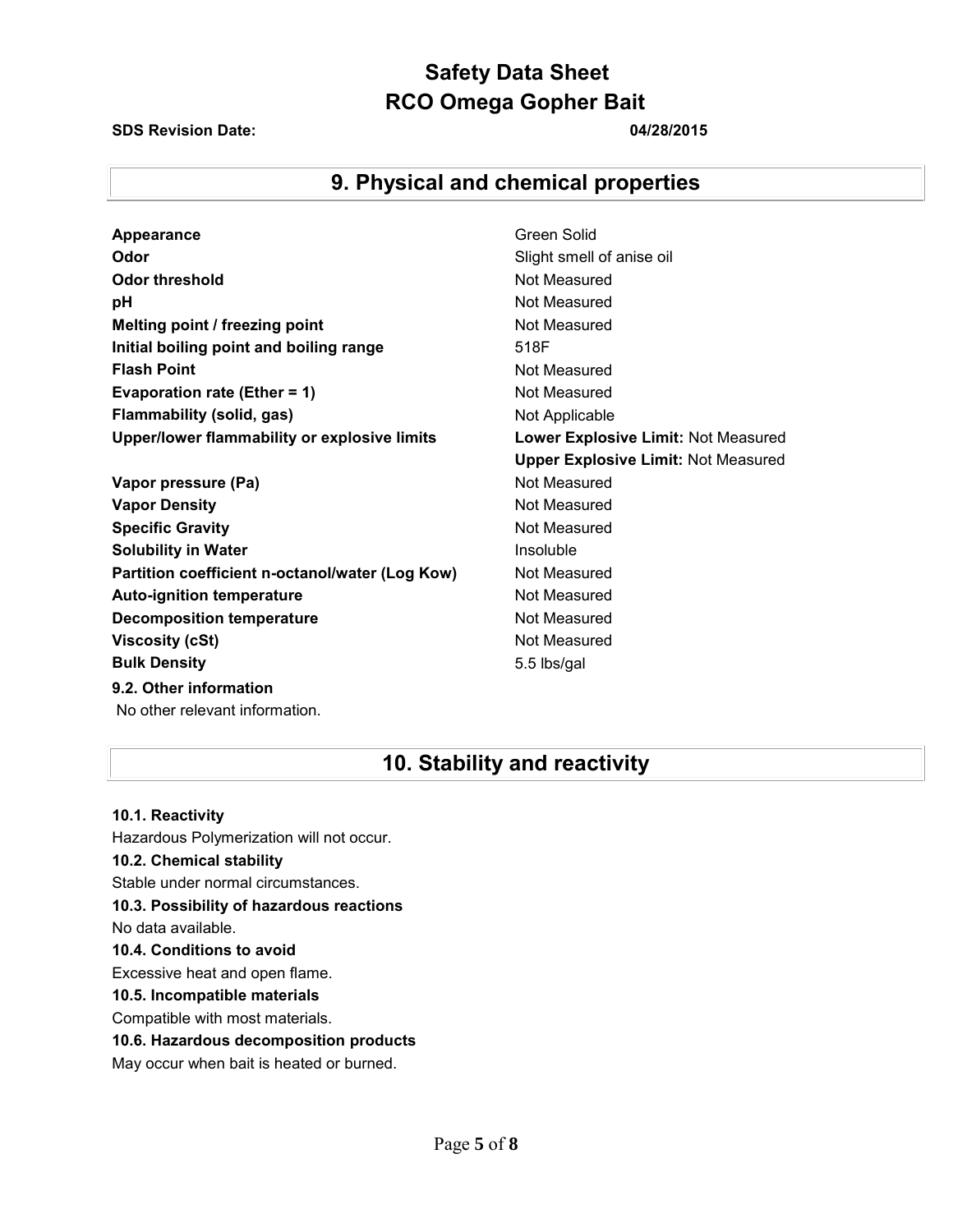# Safety Data Sheet
# RCO Omega Gopher Bait

**SDS Revision Date:** **04/28/2015**

## 9. Physical and chemical properties

| Property | Value |
|---|---|
| **Appearance** | Green Solid |
| **Odor** | Slight smell of anise oil |
| **Odor threshold** | Not Measured |
| **pH** | Not Measured |
| **Melting point / freezing point** | Not Measured |
| **Initial boiling point and boiling range** | 518F |
| **Flash Point** | Not Measured |
| **Evaporation rate (Ether = 1)** | Not Measured |
| **Flammability (solid, gas)** | Not Applicable |
| **Upper/lower flammability or explosive limits** | **Lower Explosive Limit:** Not Measured<br>**Upper Explosive Limit:** Not Measured |
| **Vapor pressure (Pa)** | Not Measured |
| **Vapor Density** | Not Measured |
| **Specific Gravity** | Not Measured |
| **Solubility in Water** | Insoluble |
| **Partition coefficient n-octanol/water (Log Kow)** | Not Measured |
| **Auto-ignition temperature** | Not Measured |
| **Decomposition temperature** | Not Measured |
| **Viscosity (cSt)** | Not Measured |
| **Bulk Density** | 5.5 lbs/gal |

**9.2. Other information**

No other relevant information.

## 10. Stability and reactivity

**10.1. Reactivity**

Hazardous Polymerization will not occur.

**10.2. Chemical stability**

Stable under normal circumstances.

**10.3. Possibility of hazardous reactions**

No data available.

**10.4. Conditions to avoid**

Excessive heat and open flame.

**10.5. Incompatible materials**

Compatible with most materials.

**10.6. Hazardous decomposition products**

May occur when bait is heated or burned.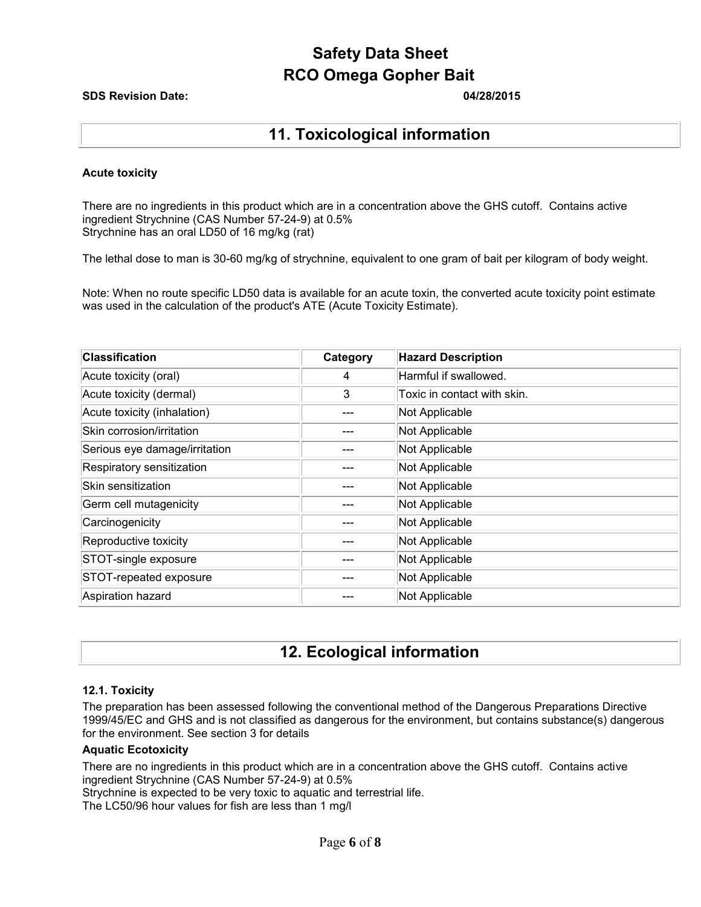# 11. Toxicological information

### Acute toxicity

There are no ingredients in this product which are in a concentration above the GHS cutoff. Contains active ingredient Strychnine (CAS Number 57-24-9) at 0.5%
Strychnine has an oral LD50 of 16 mg/kg (rat)

The lethal dose to man is 30-60 mg/kg of strychnine, equivalent to one gram of bait per kilogram of body weight.

Note: When no route specific LD50 data is available for an acute toxin, the converted acute toxicity point estimate was used in the calculation of the product's ATE (Acute Toxicity Estimate).

| Classification | Category | Hazard Description |
|---|---|---|
| Acute toxicity (oral) | 4 | Harmful if swallowed. |
| Acute toxicity (dermal) | 3 | Toxic in contact with skin. |
| Acute toxicity (inhalation) | --- | Not Applicable |
| Skin corrosion/irritation | --- | Not Applicable |
| Serious eye damage/irritation | --- | Not Applicable |
| Respiratory sensitization | --- | Not Applicable |
| Skin sensitization | --- | Not Applicable |
| Germ cell mutagenicity | --- | Not Applicable |
| Carcinogenicity | --- | Not Applicable |
| Reproductive toxicity | --- | Not Applicable |
| STOT-single exposure | --- | Not Applicable |
| STOT-repeated exposure | --- | Not Applicable |
| Aspiration hazard | --- | Not Applicable |

# 12. Ecological information

### 12.1. Toxicity

The preparation has been assessed following the conventional method of the Dangerous Preparations Directive 1999/45/EC and GHS and is not classified as dangerous for the environment, but contains substance(s) dangerous for the environment. See section 3 for details

### Aquatic Ecotoxicity

There are no ingredients in this product which are in a concentration above the GHS cutoff. Contains active ingredient Strychnine (CAS Number 57-24-9) at 0.5%
Strychnine is expected to be very toxic to aquatic and terrestrial life.
The LC50/96 hour values for fish are less than 1 mg/l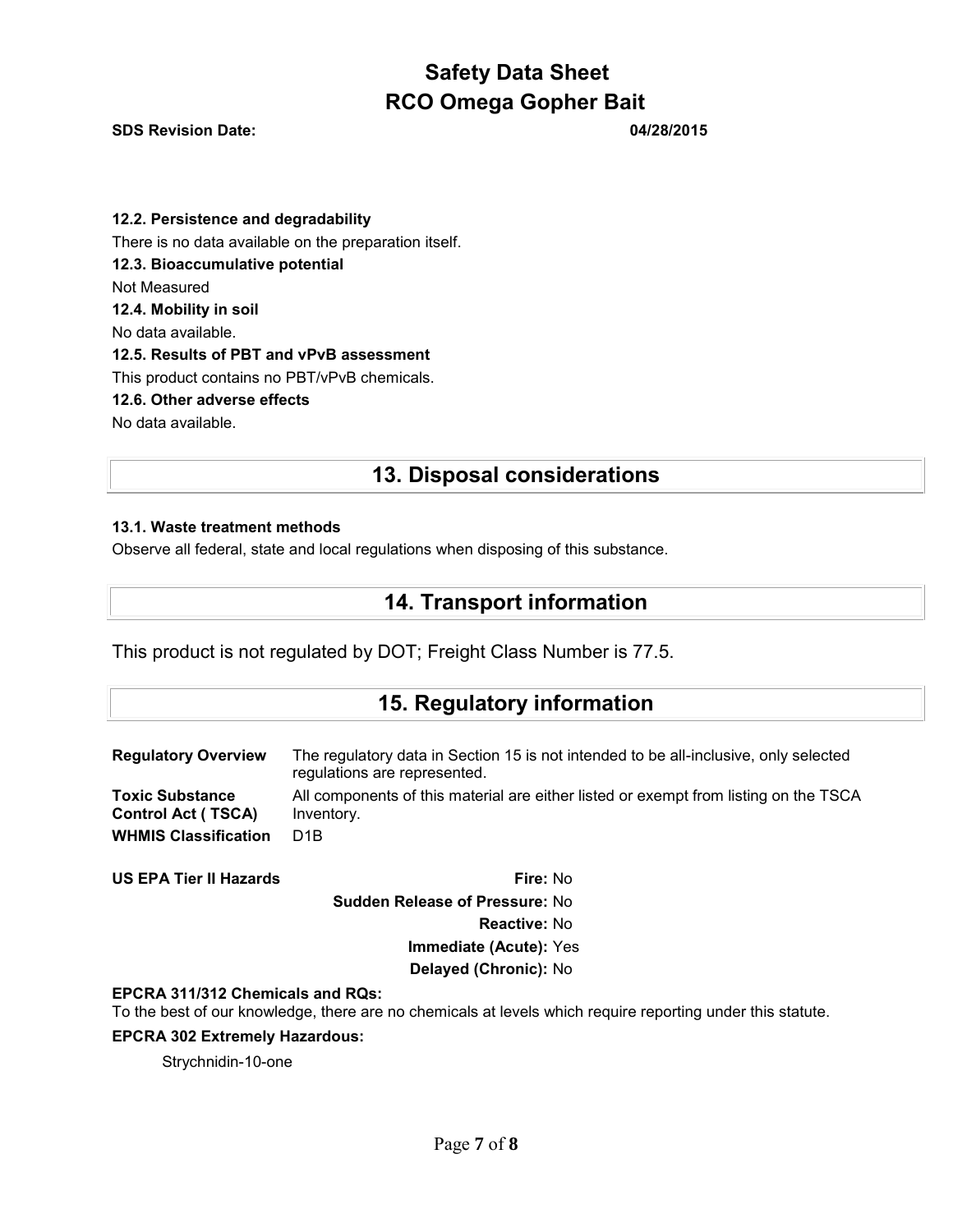**12.2. Persistence and degradability**

There is no data available on the preparation itself.

**12.3. Bioaccumulative potential**

Not Measured

**12.4. Mobility in soil**

No data available.

**12.5. Results of PBT and vPvB assessment**

This product contains no PBT/vPvB chemicals.

**12.6. Other adverse effects**

No data available.

# 13. Disposal considerations

**13.1. Waste treatment methods**

Observe all federal, state and local regulations when disposing of this substance.

# 14. Transport information

This product is not regulated by DOT; Freight Class Number is 77.5.

# 15. Regulatory information

| | |
|---|---|
| **Regulatory Overview** | The regulatory data in Section 15 is not intended to be all-inclusive, only selected regulations are represented. |
| **Toxic Substance Control Act ( TSCA)** | All components of this material are either listed or exempt from listing on the TSCA Inventory. |
| **WHMIS Classification** | D1B |

**US EPA Tier II Hazards**

**Fire:** No

**Sudden Release of Pressure:** No

**Reactive:** No

**Immediate (Acute):** Yes

**Delayed (Chronic):** No

**EPCRA 311/312 Chemicals and RQs:**

To the best of our knowledge, there are no chemicals at levels which require reporting under this statute.

**EPCRA 302 Extremely Hazardous:**

Strychnidin-10-one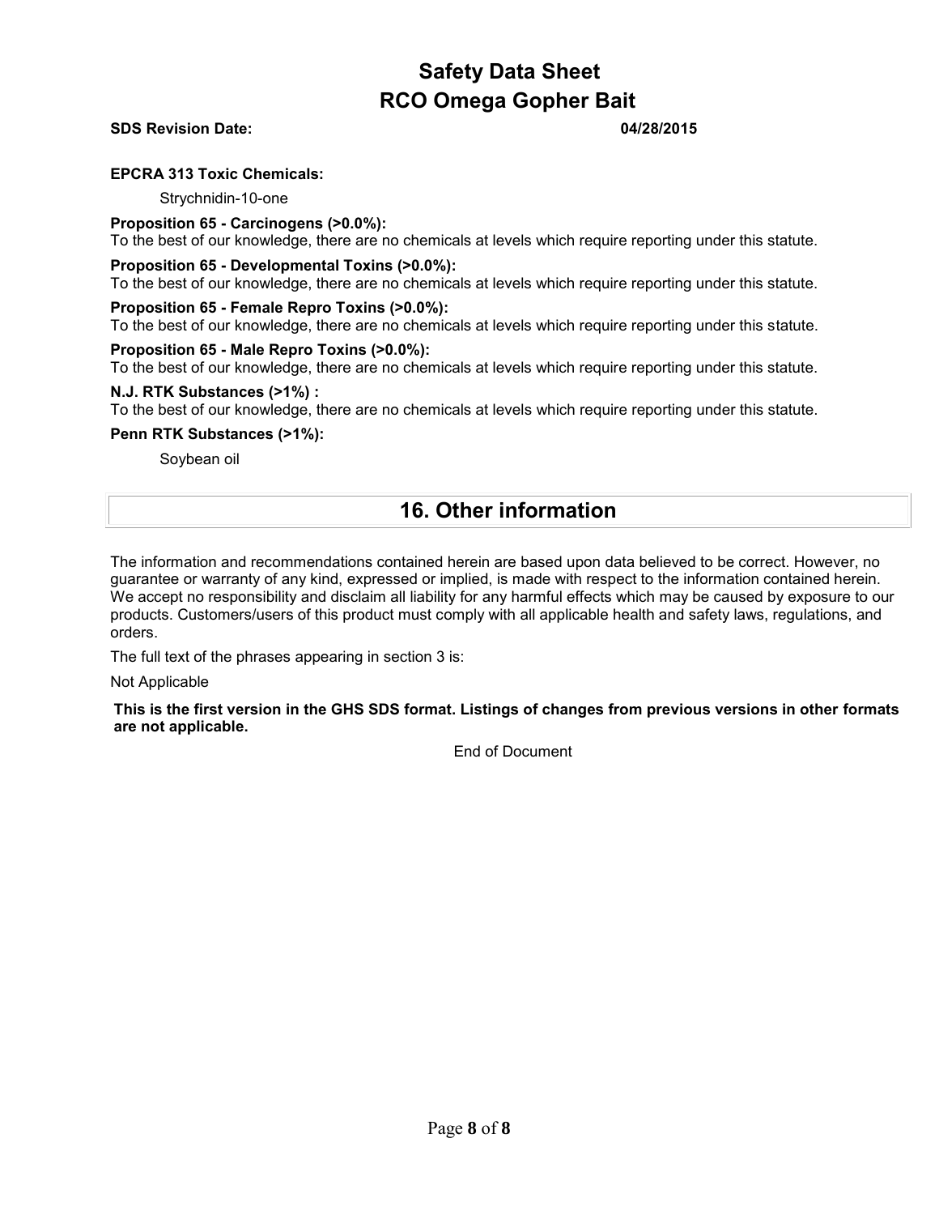**EPCRA 313 Toxic Chemicals:**

Strychnidin-10-one

**Proposition 65 - Carcinogens (>0.0%):**

To the best of our knowledge, there are no chemicals at levels which require reporting under this statute.

**Proposition 65 - Developmental Toxins (>0.0%):**

To the best of our knowledge, there are no chemicals at levels which require reporting under this statute.

**Proposition 65 - Female Repro Toxins (>0.0%):**

To the best of our knowledge, there are no chemicals at levels which require reporting under this statute.

**Proposition 65 - Male Repro Toxins (>0.0%):**

To the best of our knowledge, there are no chemicals at levels which require reporting under this statute.

**N.J. RTK Substances (>1%) :**

To the best of our knowledge, there are no chemicals at levels which require reporting under this statute.

**Penn RTK Substances (>1%):**

Soybean oil

## 16. Other information

The information and recommendations contained herein are based upon data believed to be correct. However, no guarantee or warranty of any kind, expressed or implied, is made with respect to the information contained herein. We accept no responsibility and disclaim all liability for any harmful effects which may be caused by exposure to our products. Customers/users of this product must comply with all applicable health and safety laws, regulations, and orders.

The full text of the phrases appearing in section 3 is:

Not Applicable

**This is the first version in the GHS SDS format. Listings of changes from previous versions in other formats are not applicable.**

End of Document